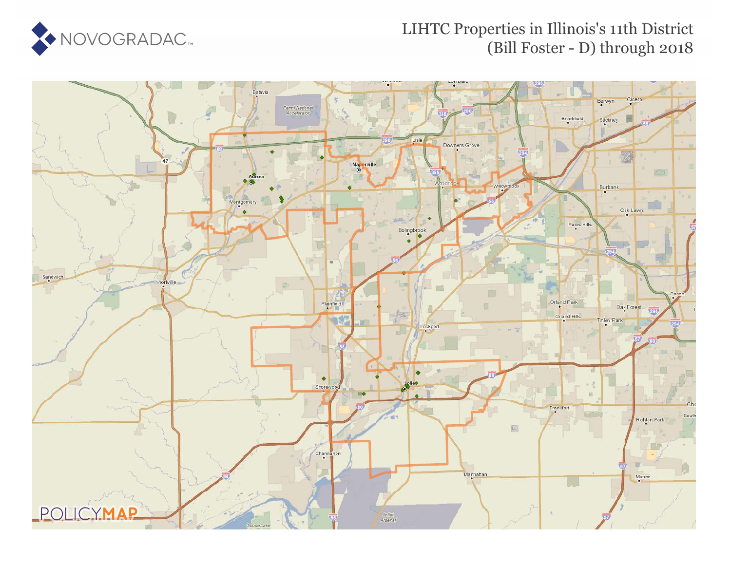NOVOGRADAC

# LIHTC Properties in Illinois's 11th District (Bill Foster - D) through 2018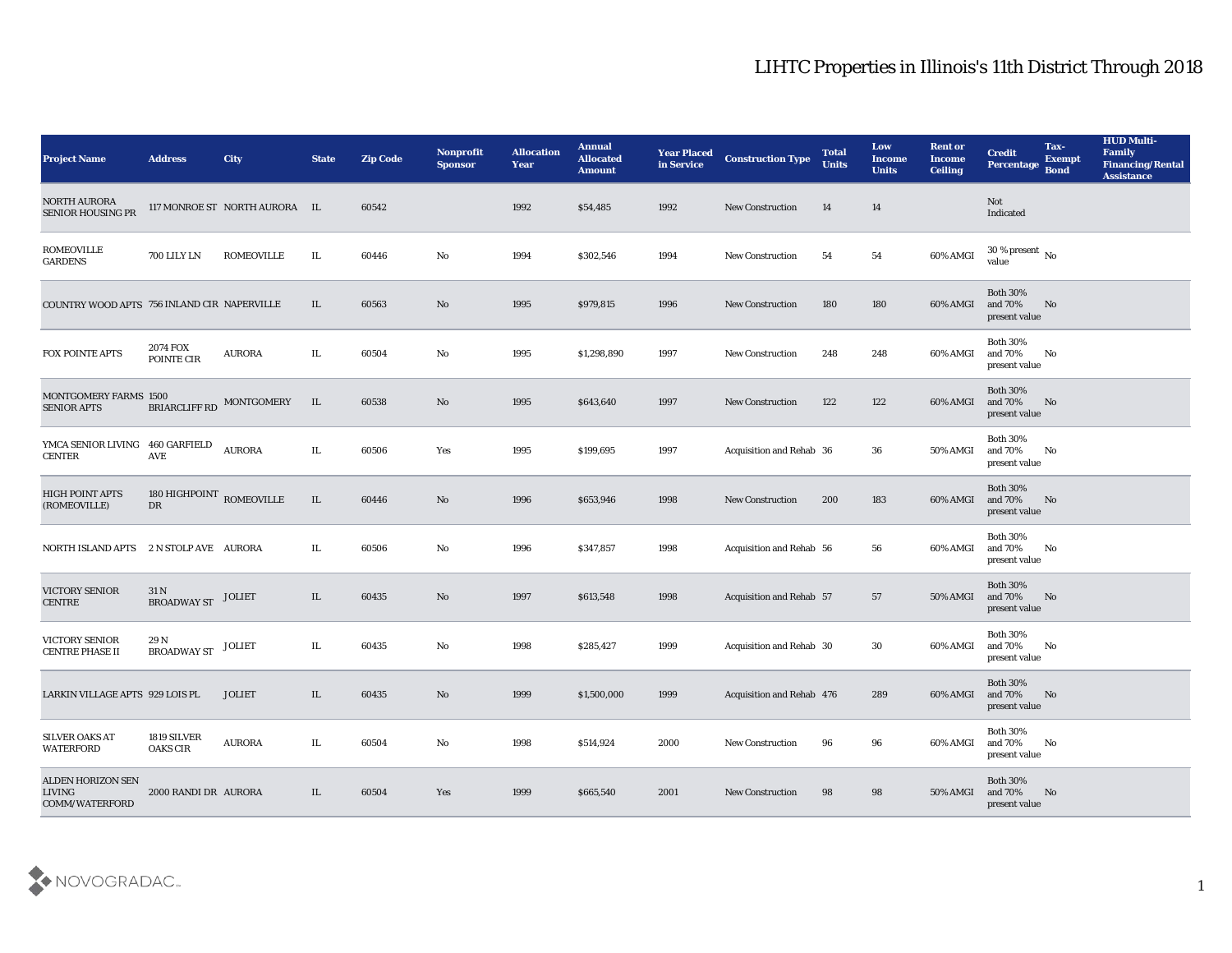# LIHTC Properties in Illinois's 11th District Through 2018

| Project Name | Address | City | State | Zip Code | Nonprofit Sponsor | Allocation Year | Annual Allocated Amount | Year Placed in Service | Construction Type | Total Units | Low Income Units | Rent or Income Ceiling | Credit Percentage | Tax-Exempt Bond | HUD Multi-Family Financing/Rental Assistance |
|---|---|---|---|---|---|---|---|---|---|---|---|---|---|---|---|
| NORTH AURORA SENIOR HOUSING PR | 117 MONROE ST | NORTH AURORA | IL | 60542 | | 1992 | $54,485 | 1992 | New Construction | 14 | 14 | | Not Indicated | | |
| ROMEOVILLE GARDENS | 700 LILY LN | ROMEOVILLE | IL | 60446 | No | 1994 | $302,546 | 1994 | New Construction | 54 | 54 | 60% AMGI | 30 % present value | No | |
| COUNTRY WOOD APTS | 756 INLAND CIR | NAPERVILLE | IL | 60563 | No | 1995 | $979,815 | 1996 | New Construction | 180 | 180 | 60% AMGI | Both 30% and 70% present value | No | |
| FOX POINTE APTS | 2074 FOX POINTE CIR | AURORA | IL | 60504 | No | 1995 | $1,298,890 | 1997 | New Construction | 248 | 248 | 60% AMGI | Both 30% and 70% present value | No | |
| MONTGOMERY FARMS SENIOR APTS | 1500 BRIARCLIFF RD | MONTGOMERY | IL | 60538 | No | 1995 | $643,640 | 1997 | New Construction | 122 | 122 | 60% AMGI | Both 30% and 70% present value | No | |
| YMCA SENIOR LIVING CENTER | 460 GARFIELD AVE | AURORA | IL | 60506 | Yes | 1995 | $199,695 | 1997 | Acquisition and Rehab | 36 | 36 | 50% AMGI | Both 30% and 70% present value | No | |
| HIGH POINT APTS (ROMEOVILLE) | 180 HIGHPOINT DR | ROMEOVILLE | IL | 60446 | No | 1996 | $653,946 | 1998 | New Construction | 200 | 183 | 60% AMGI | Both 30% and 70% present value | No | |
| NORTH ISLAND APTS | 2 N STOLP AVE | AURORA | IL | 60506 | No | 1996 | $347,857 | 1998 | Acquisition and Rehab | 56 | 56 | 60% AMGI | Both 30% and 70% present value | No | |
| VICTORY SENIOR CENTRE | 31 N BROADWAY ST | JOLIET | IL | 60435 | No | 1997 | $613,548 | 1998 | Acquisition and Rehab | 57 | 57 | 50% AMGI | Both 30% and 70% present value | No | |
| VICTORY SENIOR CENTRE PHASE II | 29 N BROADWAY ST | JOLIET | IL | 60435 | No | 1998 | $285,427 | 1999 | Acquisition and Rehab | 30 | 30 | 60% AMGI | Both 30% and 70% present value | No | |
| LARKIN VILLAGE APTS | 929 LOIS PL | JOLIET | IL | 60435 | No | 1999 | $1,500,000 | 1999 | Acquisition and Rehab | 476 | 289 | 60% AMGI | Both 30% and 70% present value | No | |
| SILVER OAKS AT WATERFORD | 1819 SILVER OAKS CIR | AURORA | IL | 60504 | No | 1998 | $514,924 | 2000 | New Construction | 96 | 96 | 60% AMGI | Both 30% and 70% present value | No | |
| ALDEN HORIZON SEN LIVING COMM/WATERFORD | 2000 RANDI DR | AURORA | IL | 60504 | Yes | 1999 | $665,540 | 2001 | New Construction | 98 | 98 | 50% AMGI | Both 30% and 70% present value | No | |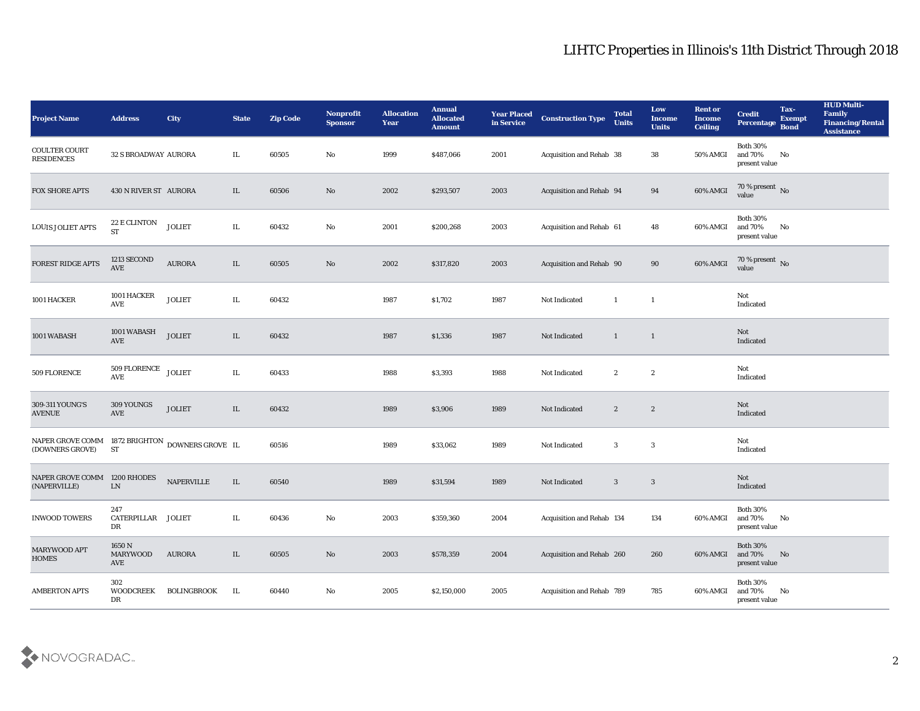# LIHTC Properties in Illinois's 11th District Through 2018

| Project Name | Address | City | State | Zip Code | Nonprofit Sponsor | Allocation Year | Annual Allocated Amount | Year Placed in Service | Construction Type | Total Units | Low Income Units | Rent or Income Ceiling | Credit Percentage | Tax-Exempt Bond | HUD Multi-Family Financing/Rental Assistance |
|---|---|---|---|---|---|---|---|---|---|---|---|---|---|---|---|
| COULTER COURT RESIDENCES | 32 S BROADWAY | AURORA | IL | 60505 | No | 1999 | $487,066 | 2001 | Acquisition and Rehab | 38 | 38 | 50% AMGI | Both 30% and 70% present value | No | |
| FOX SHORE APTS | 430 N RIVER ST | AURORA | IL | 60506 | No | 2002 | $293,507 | 2003 | Acquisition and Rehab | 94 | 94 | 60% AMGI | 70 % present value | No | |
| LOUIS JOLIET APTS | 22 E CLINTON ST | JOLIET | IL | 60432 | No | 2001 | $200,268 | 2003 | Acquisition and Rehab | 61 | 48 | 60% AMGI | Both 30% and 70% present value | No | |
| FOREST RIDGE APTS | 1213 SECOND AVE | AURORA | IL | 60505 | No | 2002 | $317,820 | 2003 | Acquisition and Rehab | 90 | 90 | 60% AMGI | 70 % present value | No | |
| 1001 HACKER | 1001 HACKER AVE | JOLIET | IL | 60432 | | 1987 | $1,702 | 1987 | Not Indicated | 1 | 1 | | Not Indicated | | |
| 1001 WABASH | 1001 WABASH AVE | JOLIET | IL | 60432 | | 1987 | $1,336 | 1987 | Not Indicated | 1 | 1 | | Not Indicated | | |
| 509 FLORENCE | 509 FLORENCE AVE | JOLIET | IL | 60433 | | 1988 | $3,393 | 1988 | Not Indicated | 2 | 2 | | Not Indicated | | |
| 309-311 YOUNG'S AVENUE | 309 YOUNGS AVE | JOLIET | IL | 60432 | | 1989 | $3,906 | 1989 | Not Indicated | 2 | 2 | | Not Indicated | | |
| NAPER GROVE COMM (DOWNERS GROVE) | 1872 BRIGHTON ST | DOWNERS GROVE | IL | 60516 | | 1989 | $33,062 | 1989 | Not Indicated | 3 | 3 | | Not Indicated | | |
| NAPER GROVE COMM (NAPERVILLE) | 1200 RHODES LN | NAPERVILLE | IL | 60540 | | 1989 | $31,594 | 1989 | Not Indicated | 3 | 3 | | Not Indicated | | |
| INWOOD TOWERS | 247 CATERPILLAR DR | JOLIET | IL | 60436 | No | 2003 | $359,360 | 2004 | Acquisition and Rehab | 134 | 134 | 60% AMGI | Both 30% and 70% present value | No | |
| MARYWOOD APT HOMES | 1650 N MARYWOOD AVE | AURORA | IL | 60505 | No | 2003 | $578,359 | 2004 | Acquisition and Rehab | 260 | 260 | 60% AMGI | Both 30% and 70% present value | No | |
| AMBERTON APTS | 302 WOODCREEK DR | BOLINGBROOK | IL | 60440 | No | 2005 | $2,150,000 | 2005 | Acquisition and Rehab | 789 | 785 | 60% AMGI | Both 30% and 70% present value | No | |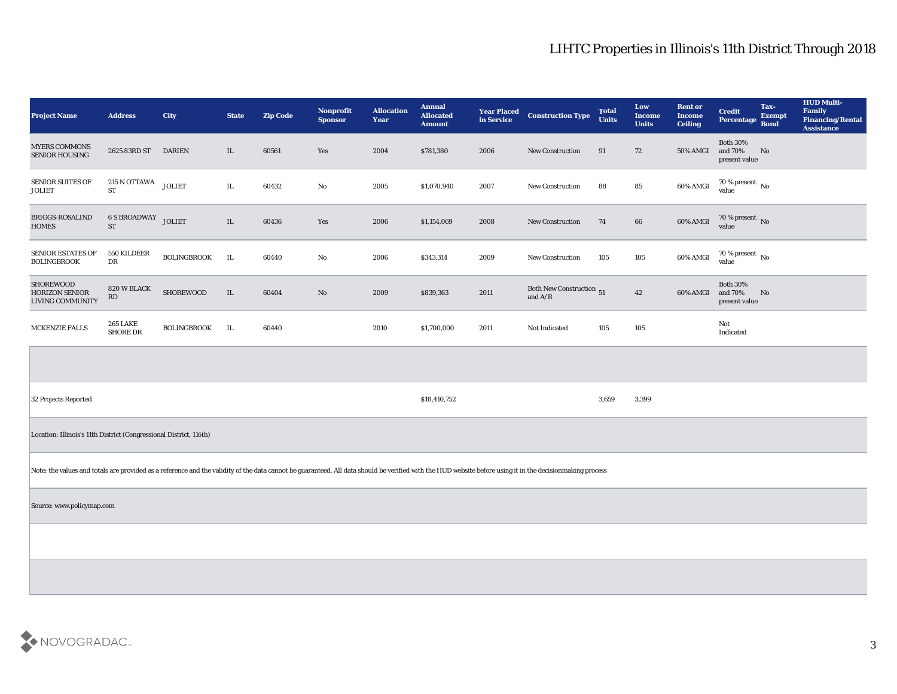# LIHTC Properties in Illinois's 11th District Through 2018

| Project Name | Address | City | State | Zip Code | Nonprofit Sponsor | Allocation Year | Annual Allocated Amount | Year Placed in Service | Construction Type | Total Units | Low Income Units | Rent or Income Ceiling | Credit Percentage | Tax-Exempt Bond | HUD Multi-Family Financing/Rental Assistance |
|---|---|---|---|---|---|---|---|---|---|---|---|---|---|---|---|
| MYERS COMMONS SENIOR HOUSING | 2625 83RD ST | DARIEN | IL | 60561 | Yes | 2004 | $781,380 | 2006 | New Construction | 91 | 72 | 50% AMGI | Both 30% and 70% present value | No | |
| SENIOR SUITES OF JOLIET | 215 N OTTAWA ST | JOLIET | IL | 60432 | No | 2005 | $1,070,940 | 2007 | New Construction | 88 | 85 | 60% AMGI | 70 % present value | No | |
| BRIGGS-ROSALIND HOMES | 6 S BROADWAY ST | JOLIET | IL | 60436 | Yes | 2006 | $1,154,069 | 2008 | New Construction | 74 | 66 | 60% AMGI | 70 % present value | No | |
| SENIOR ESTATES OF BOLINGBROOK | 550 KILDEER DR | BOLINGBROOK | IL | 60440 | No | 2006 | $343,314 | 2009 | New Construction | 105 | 105 | 60% AMGI | 70 % present value | No | |
| SHOREWOOD HORIZON SENIOR LIVING COMMUNITY | 820 W BLACK RD | SHOREWOOD | IL | 60404 | No | 2009 | $839,363 | 2011 | Both New Construction and A/R | 51 | 42 | 60% AMGI | Both 30% and 70% present value | No | |
| MCKENZIE FALLS | 265 LAKE SHORE DR | BOLINGBROOK | IL | 60440 | | 2010 | $1,700,000 | 2011 | Not Indicated | 105 | 105 | | Not Indicated | | |
| | | | | | | | | | | | | | | | |
| 32 Projects Reported | | | | | | | $18,410,752 | | | 3,659 | 3,399 | | | | |

Location: Illinois's 11th District (Congressional District, 116th)

Note: the values and totals are provided as a reference and the validity of the data cannot be guaranteed. All data should be verified with the HUD website before using it in the decisionmaking process

Source: www.policymap.com